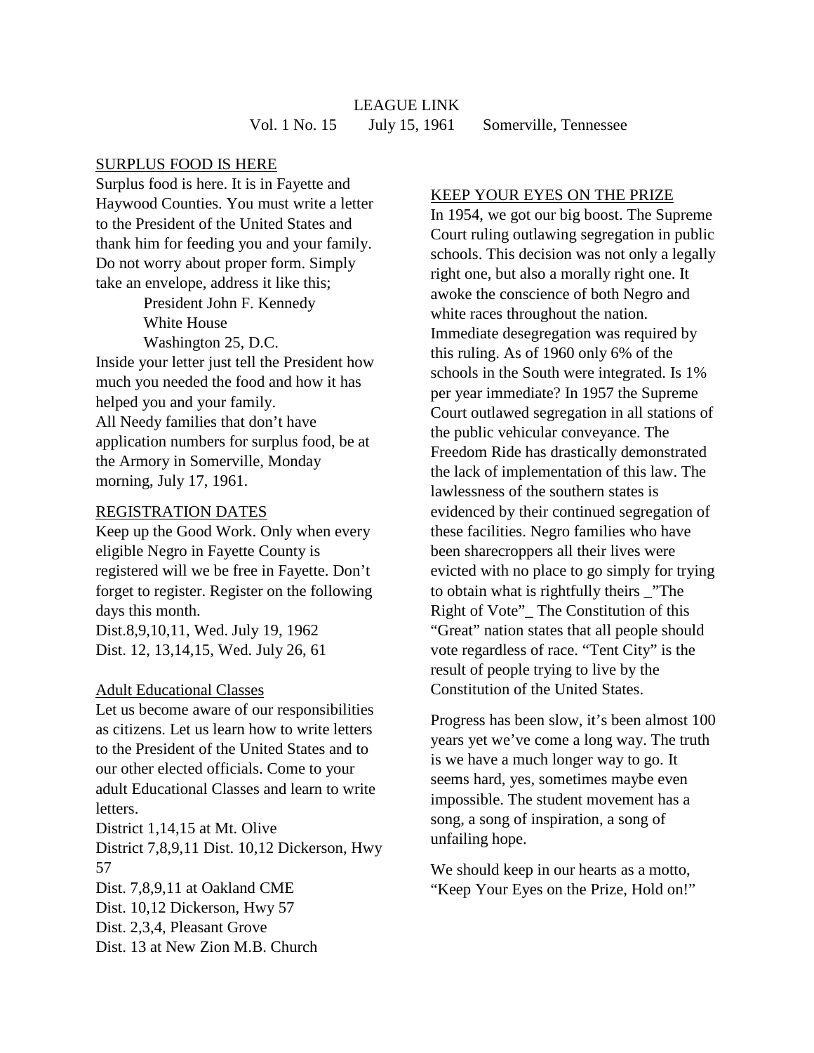# LEAGUE LINK

Vol. 1 No. 15 July 15, 1961 Somerville, Tennessee

## SURPLUS FOOD IS HERE

Surplus food is here. It is in Fayette and Haywood Counties. You must write a letter to the President of the United States and thank him for feeding you and your family. Do not worry about proper form. Simply take an envelope, address it like this;

President John F. Kennedy
White House
Washington 25, D.C.

Inside your letter just tell the President how much you needed the food and how it has helped you and your family.

All Needy families that don't have application numbers for surplus food, be at the Armory in Somerville, Monday morning, July 17, 1961.

## REGISTRATION DATES

Keep up the Good Work. Only when every eligible Negro in Fayette County is registered will we be free in Fayette. Don't forget to register. Register on the following days this month.

Dist.8,9,10,11, Wed. July 19, 1962
Dist. 12, 13,14,15, Wed. July 26, 61

## Adult Educational Classes

Let us become aware of our responsibilities as citizens. Let us learn how to write letters to the President of the United States and to our other elected officials. Come to your adult Educational Classes and learn to write letters.

District 1,14,15 at Mt. Olive
District 7,8,9,11 Dist. 10,12 Dickerson, Hwy 57
Dist. 7,8,9,11 at Oakland CME
Dist. 10,12 Dickerson, Hwy 57
Dist. 2,3,4, Pleasant Grove
Dist. 13 at New Zion M.B. Church

## KEEP YOUR EYES ON THE PRIZE

In 1954, we got our big boost. The Supreme Court ruling outlawing segregation in public schools. This decision was not only a legally right one, but also a morally right one. It awoke the conscience of both Negro and white races throughout the nation. Immediate desegregation was required by this ruling. As of 1960 only 6% of the schools in the South were integrated. Is 1% per year immediate? In 1957 the Supreme Court outlawed segregation in all stations of the public vehicular conveyance. The Freedom Ride has drastically demonstrated the lack of implementation of this law. The lawlessness of the southern states is evidenced by their continued segregation of these facilities. Negro families who have been sharecroppers all their lives were evicted with no place to go simply for trying to obtain what is rightfully theirs _"The Right of Vote"_ The Constitution of this "Great" nation states that all people should vote regardless of race. "Tent City" is the result of people trying to live by the Constitution of the United States.

Progress has been slow, it's been almost 100 years yet we've come a long way. The truth is we have a much longer way to go. It seems hard, yes, sometimes maybe even impossible. The student movement has a song, a song of inspiration, a song of unfailing hope.

We should keep in our hearts as a motto, "Keep Your Eyes on the Prize, Hold on!"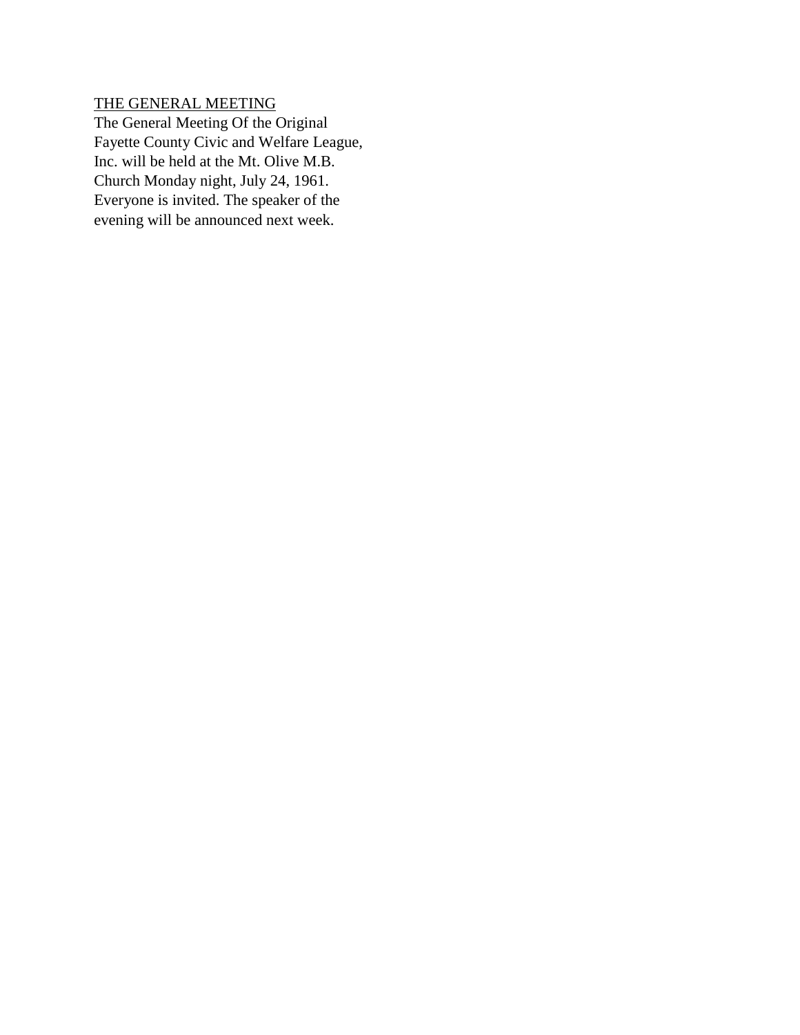THE GENERAL MEETING

The General Meeting Of the Original Fayette County Civic and Welfare League, Inc. will be held at the Mt. Olive M.B. Church Monday night, July 24, 1961. Everyone is invited. The speaker of the evening will be announced next week.